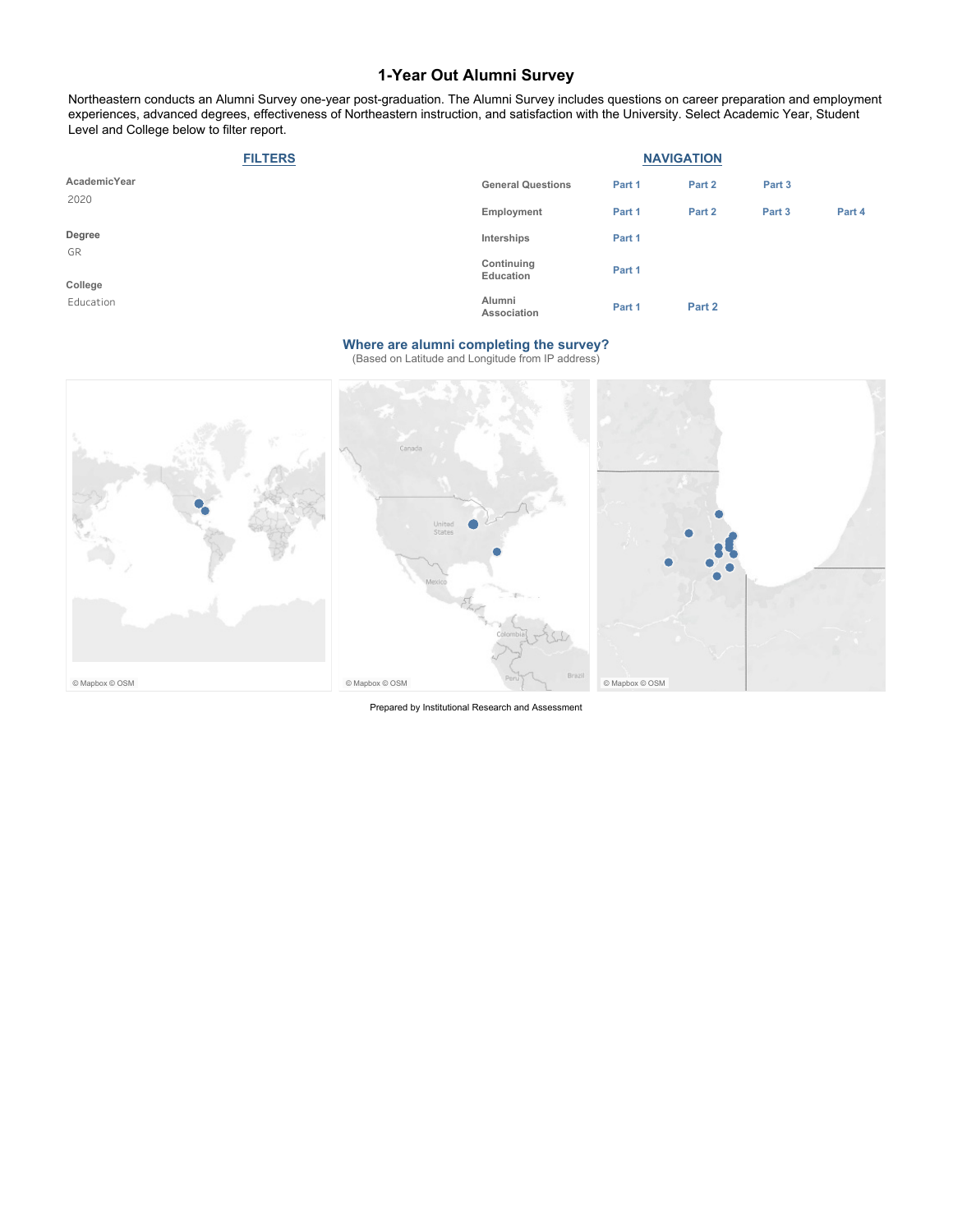# 1-Year Out Alumni Survey

Northeastern conducts an Alumni Survey one-year post-graduation. The Alumni Survey includes questions on career preparation and employment experiences, advanced degrees, effectiveness of Northeastern instruction, and satisfaction with the University. Select Academic Year, Student Level and College below to filter report.

## FILTERS

**AcademicYear**
2020

**Degree**
GR

**College**
Education

## NAVIGATION

| | | | | |
|---|---|---|---|---|
| General Questions | Part 1 | Part 2 | Part 3 | |
| Employment | Part 1 | Part 2 | Part 3 | Part 4 |
| Interships | Part 1 | | | |
| Continuing Education | Part 1 | | | |
| Alumni Association | Part 1 | Part 2 | | |

## Where are alumni completing the survey?

(Based on Latitude and Longitude from IP address)

© Mapbox © OSM

© Mapbox © OSM

© Mapbox © OSM

Prepared by Institutional Research and Assessment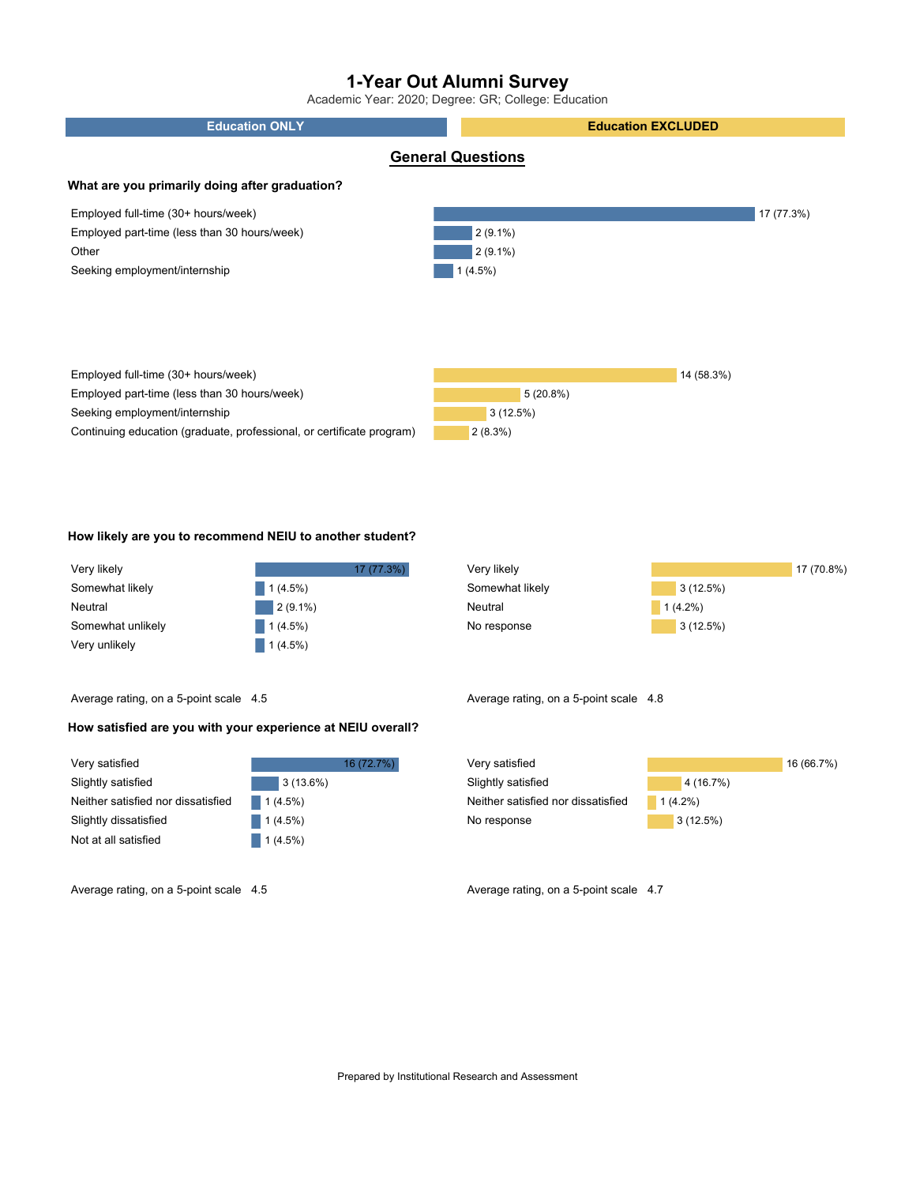# 1-Year Out Alumni Survey

Academic Year: 2020; Degree: GR; College: Education

## General Questions

### What are you primarily doing after graduation?

**Education ONLY**

| Response | Count (%) |
| --- | --- |
| Employed full-time (30+ hours/week) | 17 (77.3%) |
| Employed part-time (less than 30 hours/week) | 2 (9.1%) |
| Other | 2 (9.1%) |
| Seeking employment/internship | 1 (4.5%) |

**Education EXCLUDED**

| Response | Count (%) |
| --- | --- |
| Employed full-time (30+ hours/week) | 14 (58.3%) |
| Employed part-time (less than 30 hours/week) | 5 (20.8%) |
| Seeking employment/internship | 3 (12.5%) |
| Continuing education (graduate, professional, or certificate program) | 2 (8.3%) |

### How likely are you to recommend NEIU to another student?

**Education ONLY**

| Response | Count (%) |
| --- | --- |
| Very likely | 17 (77.3%) |
| Somewhat likely | 1 (4.5%) |
| Neutral | 2 (9.1%) |
| Somewhat unlikely | 1 (4.5%) |
| Very unlikely | 1 (4.5%) |

Average rating, on a 5-point scale 4.5

**Education EXCLUDED**

| Response | Count (%) |
| --- | --- |
| Very likely | 17 (70.8%) |
| Somewhat likely | 3 (12.5%) |
| Neutral | 1 (4.2%) |
| No response | 3 (12.5%) |

Average rating, on a 5-point scale 4.8

### How satisfied are you with your experience at NEIU overall?

**Education ONLY**

| Response | Count (%) |
| --- | --- |
| Very satisfied | 16 (72.7%) |
| Slightly satisfied | 3 (13.6%) |
| Neither satisfied nor dissatisfied | 1 (4.5%) |
| Slightly dissatisfied | 1 (4.5%) |
| Not at all satisfied | 1 (4.5%) |

Average rating, on a 5-point scale 4.5

**Education EXCLUDED**

| Response | Count (%) |
| --- | --- |
| Very satisfied | 16 (66.7%) |
| Slightly satisfied | 4 (16.7%) |
| Neither satisfied nor dissatisfied | 1 (4.2%) |
| No response | 3 (12.5%) |

Average rating, on a 5-point scale 4.7

Prepared by Institutional Research and Assessment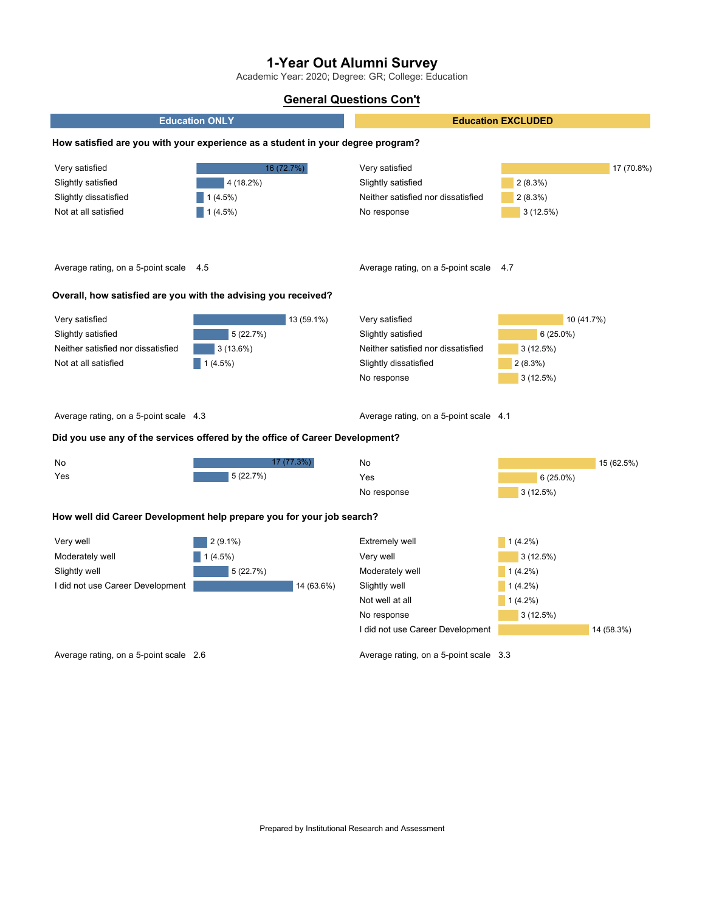# 1-Year Out Alumni Survey

Academic Year: 2020; Degree: GR; College: Education

## General Questions Con't

### How satisfied are you with your experience as a student in your degree program?

**Education ONLY**

| Response | Count (%) |
|---|---|
| Very satisfied | 16 (72.7%) |
| Slightly satisfied | 4 (18.2%) |
| Slightly dissatisfied | 1 (4.5%) |
| Not at all satisfied | 1 (4.5%) |

Average rating, on a 5-point scale 4.5

**Education EXCLUDED**

| Response | Count (%) |
|---|---|
| Very satisfied | 17 (70.8%) |
| Slightly satisfied | 2 (8.3%) |
| Neither satisfied nor dissatisfied | 2 (8.3%) |
| No response | 3 (12.5%) |

Average rating, on a 5-point scale 4.7

### Overall, how satisfied are you with the advising you received?

**Education ONLY**

| Response | Count (%) |
|---|---|
| Very satisfied | 13 (59.1%) |
| Slightly satisfied | 5 (22.7%) |
| Neither satisfied nor dissatisfied | 3 (13.6%) |
| Not at all satisfied | 1 (4.5%) |

Average rating, on a 5-point scale 4.3

**Education EXCLUDED**

| Response | Count (%) |
|---|---|
| Very satisfied | 10 (41.7%) |
| Slightly satisfied | 6 (25.0%) |
| Neither satisfied nor dissatisfied | 3 (12.5%) |
| Slightly dissatisfied | 2 (8.3%) |
| No response | 3 (12.5%) |

Average rating, on a 5-point scale 4.1

### Did you use any of the services offered by the office of Career Development?

**Education ONLY**

| Response | Count (%) |
|---|---|
| No | 17 (77.3%) |
| Yes | 5 (22.7%) |

**Education EXCLUDED**

| Response | Count (%) |
|---|---|
| No | 15 (62.5%) |
| Yes | 6 (25.0%) |
| No response | 3 (12.5%) |

### How well did Career Development help prepare you for your job search?

**Education ONLY**

| Response | Count (%) |
|---|---|
| Very well | 2 (9.1%) |
| Moderately well | 1 (4.5%) |
| Slightly well | 5 (22.7%) |
| I did not use Career Development | 14 (63.6%) |

Average rating, on a 5-point scale 2.6

**Education EXCLUDED**

| Response | Count (%) |
|---|---|
| Extremely well | 1 (4.2%) |
| Very well | 3 (12.5%) |
| Moderately well | 1 (4.2%) |
| Slightly well | 1 (4.2%) |
| Not well at all | 1 (4.2%) |
| No response | 3 (12.5%) |
| I did not use Career Development | 14 (58.3%) |

Average rating, on a 5-point scale 3.3

Prepared by Institutional Research and Assessment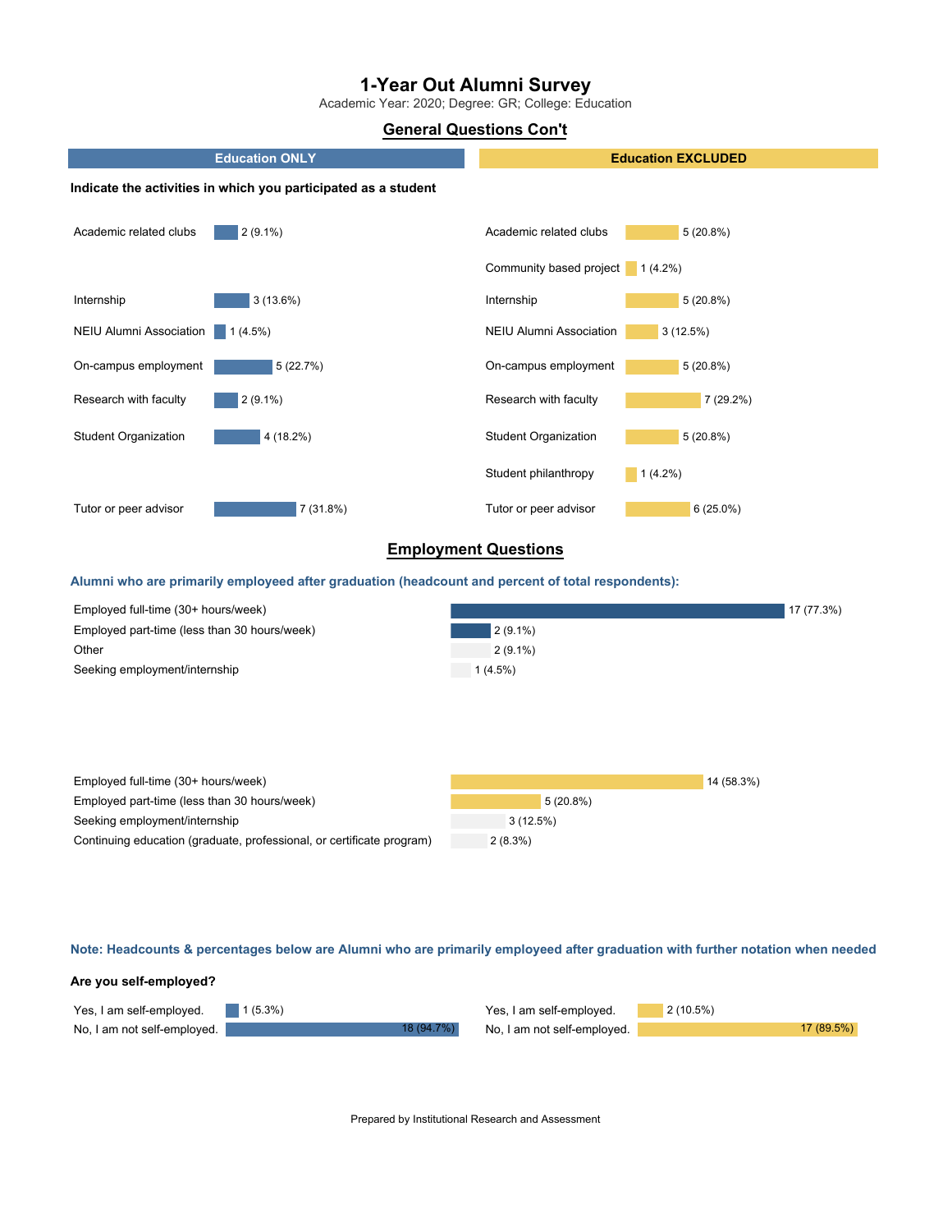# 1-Year Out Alumni Survey

Academic Year: 2020; Degree: GR; College: Education

## General Questions Con't

**Indicate the activities in which you participated as a student**

| Activity | Education ONLY | Education EXCLUDED |
|---|---|---|
| Academic related clubs | 2 (9.1%) | 5 (20.8%) |
| Community based project | | 1 (4.2%) |
| Internship | 3 (13.6%) | 5 (20.8%) |
| NEIU Alumni Association | 1 (4.5%) | 3 (12.5%) |
| On-campus employment | 5 (22.7%) | 5 (20.8%) |
| Research with faculty | 2 (9.1%) | 7 (29.2%) |
| Student Organization | 4 (18.2%) | 5 (20.8%) |
| Student philanthropy | | 1 (4.2%) |
| Tutor or peer advisor | 7 (31.8%) | 6 (25.0%) |

## Employment Questions

**Alumni who are primarily employeed after graduation (headcount and percent of total respondents):**

Education ONLY

| Status | Count (%) |
|---|---|
| Employed full-time (30+ hours/week) | 17 (77.3%) |
| Employed part-time (less than 30 hours/week) | 2 (9.1%) |
| Other | 2 (9.1%) |
| Seeking employment/internship | 1 (4.5%) |

Education EXCLUDED

| Status | Count (%) |
|---|---|
| Employed full-time (30+ hours/week) | 14 (58.3%) |
| Employed part-time (less than 30 hours/week) | 5 (20.8%) |
| Seeking employment/internship | 3 (12.5%) |
| Continuing education (graduate, professional, or certificate program) | 2 (8.3%) |

**Note: Headcounts & percentages below are Alumni who are primarily employeed after graduation with further notation when needed**

**Are you self-employed?**

| Response | Education ONLY | Education EXCLUDED |
|---|---|---|
| Yes, I am self-employed. | 1 (5.3%) | 2 (10.5%) |
| No, I am not self-employed. | 18 (94.7%) | 17 (89.5%) |

Prepared by Institutional Research and Assessment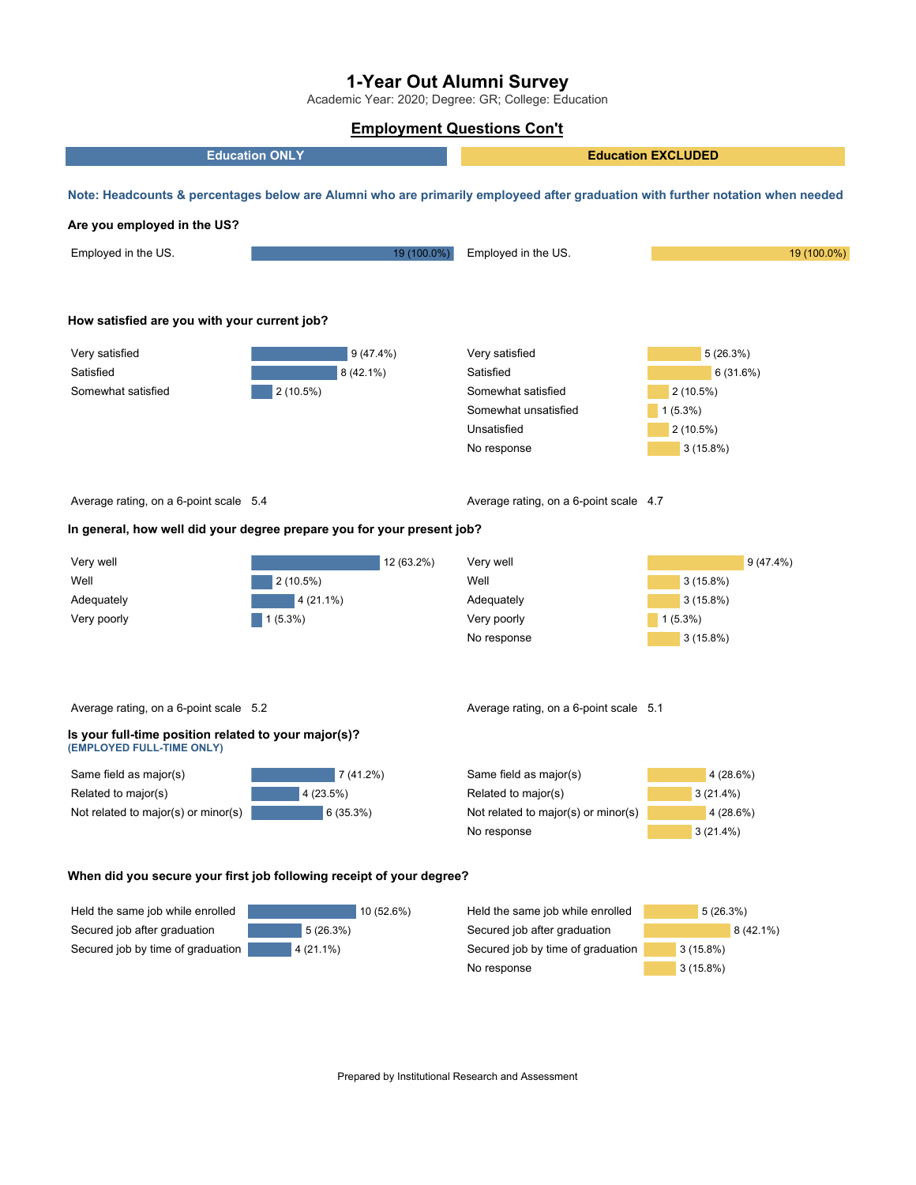# 1-Year Out Alumni Survey

Academic Year: 2020; Degree: GR; College: Education

## Employment Questions Con't

**Note: Headcounts & percentages below are Alumni who are primarily employeed after graduation with further notation when needed**

### Are you employed in the US?

| Response | Education ONLY | Education EXCLUDED |
|---|---|---|
| Employed in the US. | 19 (100.0%) | 19 (100.0%) |

### How satisfied are you with your current job?

| Response | Education ONLY | Education EXCLUDED |
|---|---|---|
| Very satisfied | 9 (47.4%) | 5 (26.3%) |
| Satisfied | 8 (42.1%) | 6 (31.6%) |
| Somewhat satisfied | 2 (10.5%) | 2 (10.5%) |
| Somewhat unsatisfied | | 1 (5.3%) |
| Unsatisfied | | 2 (10.5%) |
| No response | | 3 (15.8%) |
| Average rating, on a 6-point scale | 5.4 | 4.7 |

### In general, how well did your degree prepare you for your present job?

| Response | Education ONLY | Education EXCLUDED |
|---|---|---|
| Very well | 12 (63.2%) | 9 (47.4%) |
| Well | 2 (10.5%) | 3 (15.8%) |
| Adequately | 4 (21.1%) | 3 (15.8%) |
| Very poorly | 1 (5.3%) | 1 (5.3%) |
| No response | | 3 (15.8%) |
| Average rating, on a 6-point scale | 5.2 | 5.1 |

### Is your full-time position related to your major(s)?
**(EMPLOYED FULL-TIME ONLY)**

| Response | Education ONLY | Education EXCLUDED |
|---|---|---|
| Same field as major(s) | 7 (41.2%) | 4 (28.6%) |
| Related to major(s) | 4 (23.5%) | 3 (21.4%) |
| Not related to major(s) or minor(s) | 6 (35.3%) | 4 (28.6%) |
| No response | | 3 (21.4%) |

### When did you secure your first job following receipt of your degree?

| Response | Education ONLY | Education EXCLUDED |
|---|---|---|
| Held the same job while enrolled | 10 (52.6%) | 5 (26.3%) |
| Secured job after graduation | 5 (26.3%) | 8 (42.1%) |
| Secured job by time of graduation | 4 (21.1%) | 3 (15.8%) |
| No response | | 3 (15.8%) |

Prepared by Institutional Research and Assessment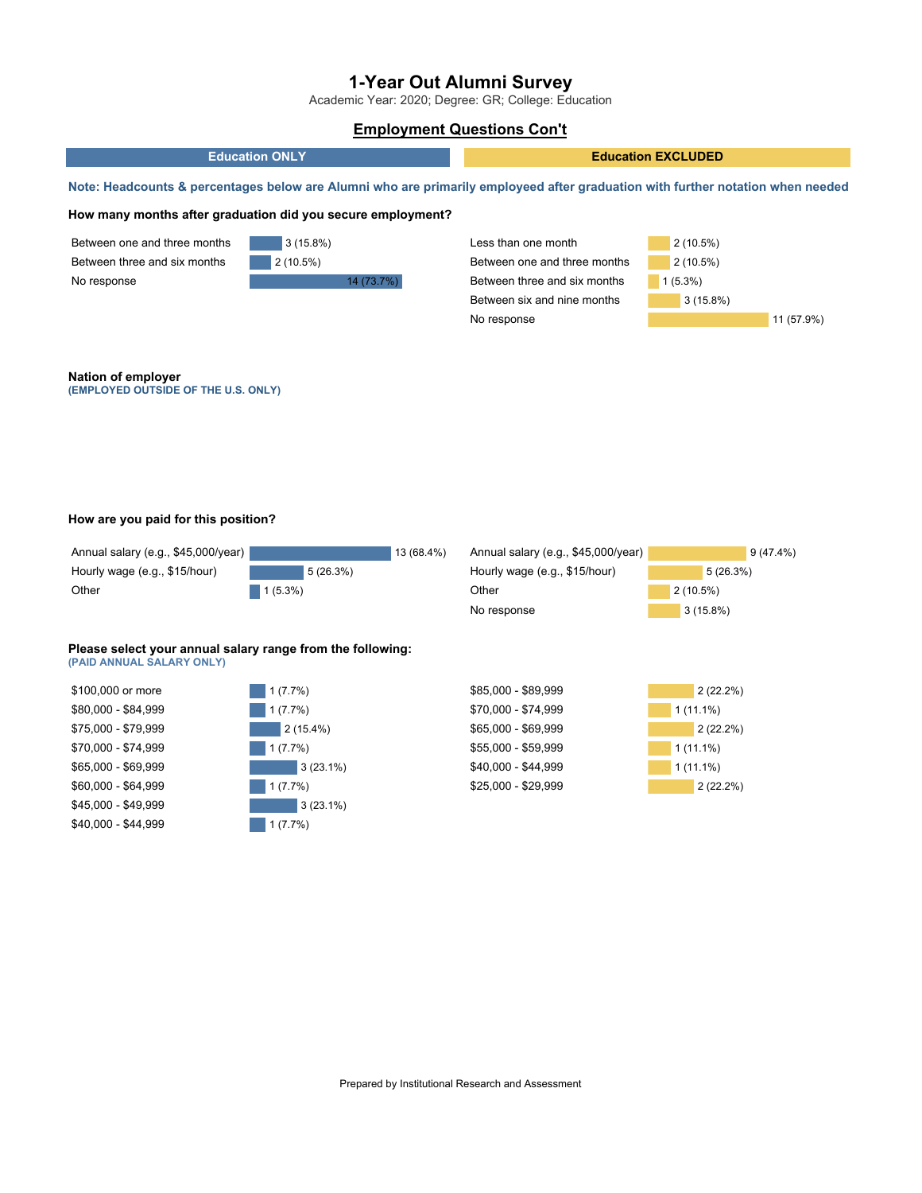# 1-Year Out Alumni Survey

Academic Year: 2020; Degree: GR; College: Education

## Employment Questions Con't

**Note: Headcounts & percentages below are Alumni who are primarily employeed after graduation with further notation when needed**

### How many months after graduation did you secure employment?

**Education ONLY**

| Response | Count (%) |
|---|---|
| Between one and three months | 3 (15.8%) |
| Between three and six months | 2 (10.5%) |
| No response | 14 (73.7%) |

**Education EXCLUDED**

| Response | Count (%) |
|---|---|
| Less than one month | 2 (10.5%) |
| Between one and three months | 2 (10.5%) |
| Between three and six months | 1 (5.3%) |
| Between six and nine months | 3 (15.8%) |
| No response | 11 (57.9%) |

### Nation of employer

**(EMPLOYED OUTSIDE OF THE U.S. ONLY)**

### How are you paid for this position?

**Education ONLY**

| Response | Count (%) |
|---|---|
| Annual salary (e.g., $45,000/year) | 13 (68.4%) |
| Hourly wage (e.g., $15/hour) | 5 (26.3%) |
| Other | 1 (5.3%) |

**Education EXCLUDED**

| Response | Count (%) |
|---|---|
| Annual salary (e.g., $45,000/year) | 9 (47.4%) |
| Hourly wage (e.g., $15/hour) | 5 (26.3%) |
| Other | 2 (10.5%) |
| No response | 3 (15.8%) |

### Please select your annual salary range from the following:

**(PAID ANNUAL SALARY ONLY)**

**Education ONLY**

| Response | Count (%) |
|---|---|
| $100,000 or more | 1 (7.7%) |
| $80,000 - $84,999 | 1 (7.7%) |
| $75,000 - $79,999 | 2 (15.4%) |
| $70,000 - $74,999 | 1 (7.7%) |
| $65,000 - $69,999 | 3 (23.1%) |
| $60,000 - $64,999 | 1 (7.7%) |
| $45,000 - $49,999 | 3 (23.1%) |
| $40,000 - $44,999 | 1 (7.7%) |

**Education EXCLUDED**

| Response | Count (%) |
|---|---|
| $85,000 - $89,999 | 2 (22.2%) |
| $70,000 - $74,999 | 1 (11.1%) |
| $65,000 - $69,999 | 2 (22.2%) |
| $55,000 - $59,999 | 1 (11.1%) |
| $40,000 - $44,999 | 1 (11.1%) |
| $25,000 - $29,999 | 2 (22.2%) |

Prepared by Institutional Research and Assessment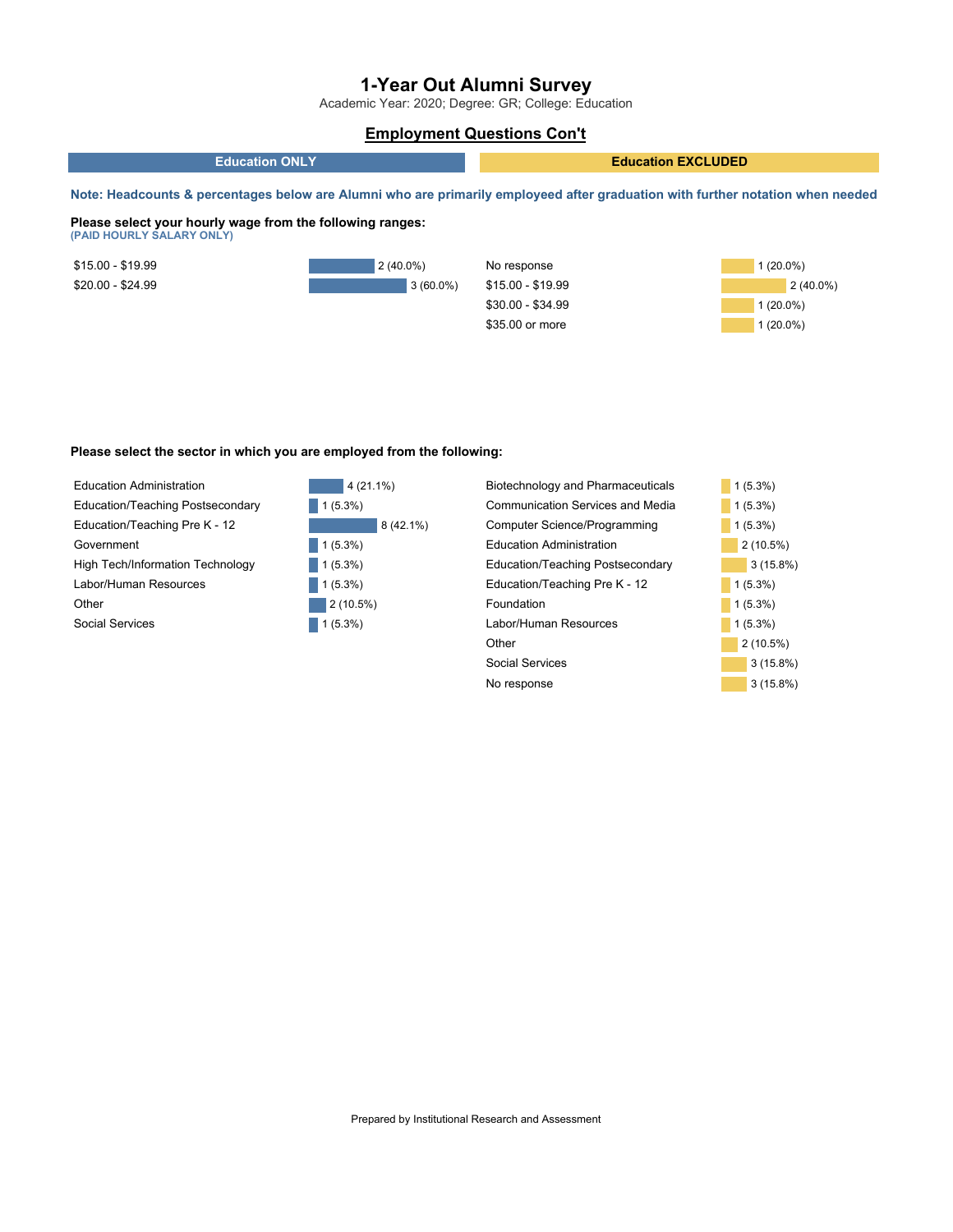# 1-Year Out Alumni Survey

Academic Year: 2020; Degree: GR; College: Education

## Employment Questions Con't

| Education ONLY | Education EXCLUDED |
|---|---|

**Note: Headcounts & percentages below are Alumni who are primarily employeed after graduation with further notation when needed**

### Please select your hourly wage from the following ranges:

**(PAID HOURLY SALARY ONLY)**

**Education ONLY**

| Response | Count (%) |
|---|---|
| $15.00 - $19.99 | 2 (40.0%) |
| $20.00 - $24.99 | 3 (60.0%) |

**Education EXCLUDED**

| Response | Count (%) |
|---|---|
| No response | 1 (20.0%) |
| $15.00 - $19.99 | 2 (40.0%) |
| $30.00 - $34.99 | 1 (20.0%) |
| $35.00 or more | 1 (20.0%) |

### Please select the sector in which you are employed from the following:

**Education ONLY**

| Response | Count (%) |
|---|---|
| Education Administration | 4 (21.1%) |
| Education/Teaching Postsecondary | 1 (5.3%) |
| Education/Teaching Pre K - 12 | 8 (42.1%) |
| Government | 1 (5.3%) |
| High Tech/Information Technology | 1 (5.3%) |
| Labor/Human Resources | 1 (5.3%) |
| Other | 2 (10.5%) |
| Social Services | 1 (5.3%) |

**Education EXCLUDED**

| Response | Count (%) |
|---|---|
| Biotechnology and Pharmaceuticals | 1 (5.3%) |
| Communication Services and Media | 1 (5.3%) |
| Computer Science/Programming | 1 (5.3%) |
| Education Administration | 2 (10.5%) |
| Education/Teaching Postsecondary | 3 (15.8%) |
| Education/Teaching Pre K - 12 | 1 (5.3%) |
| Foundation | 1 (5.3%) |
| Labor/Human Resources | 1 (5.3%) |
| Other | 2 (10.5%) |
| Social Services | 3 (15.8%) |
| No response | 3 (15.8%) |

Prepared by Institutional Research and Assessment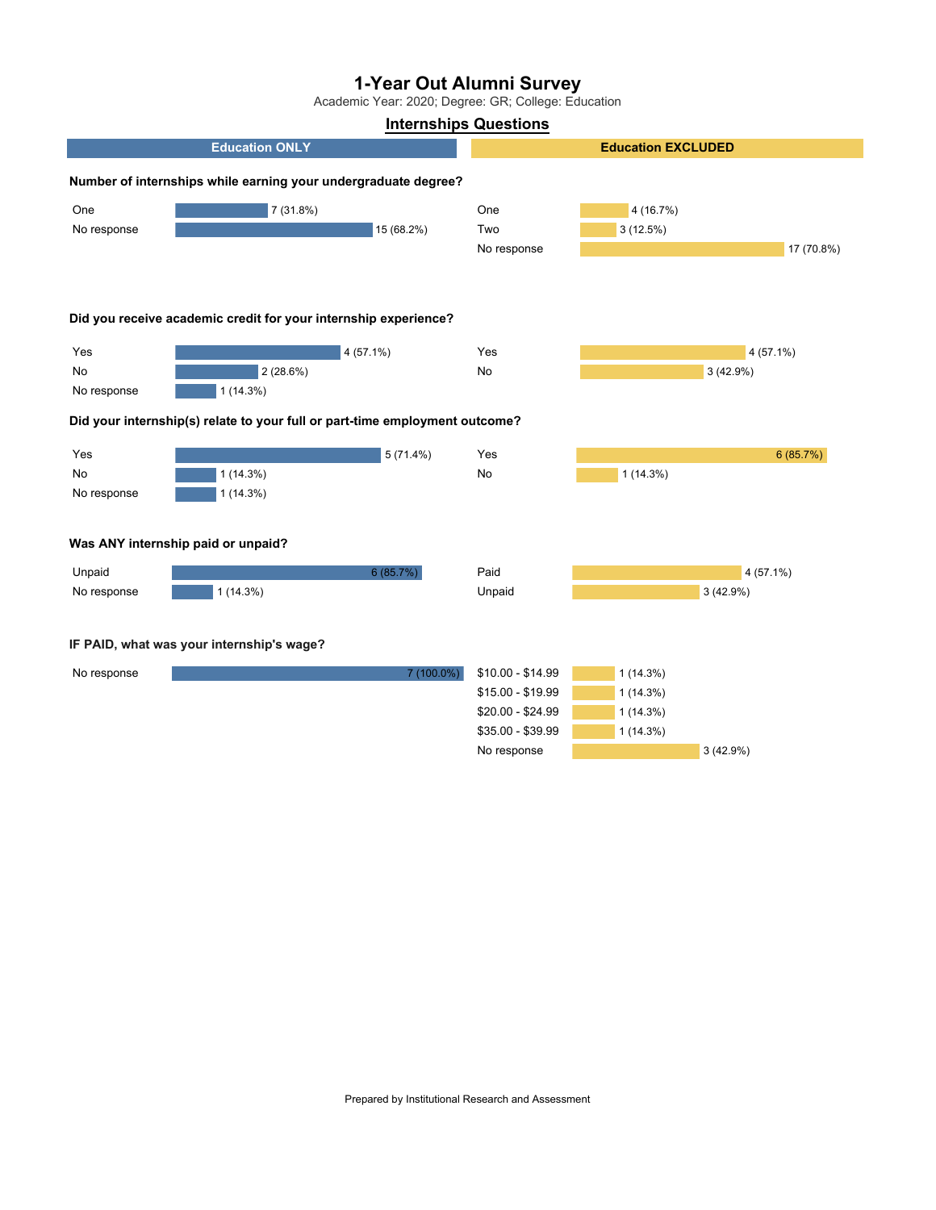# 1-Year Out Alumni Survey

Academic Year: 2020; Degree: GR; College: Education

## Internships Questions

| Education ONLY | | Education EXCLUDED | |
|---|---|---|---|

### Number of internships while earning your undergraduate degree?

| Education ONLY | | Education EXCLUDED | |
|---|---|---|---|
| One | 7 (31.8%) | One | 4 (16.7%) |
| No response | 15 (68.2%) | Two | 3 (12.5%) |
| | | No response | 17 (70.8%) |

### Did you receive academic credit for your internship experience?

| Education ONLY | | Education EXCLUDED | |
|---|---|---|---|
| Yes | 4 (57.1%) | Yes | 4 (57.1%) |
| No | 2 (28.6%) | No | 3 (42.9%) |
| No response | 1 (14.3%) | | |

### Did your internship(s) relate to your full or part-time employment outcome?

| Education ONLY | | Education EXCLUDED | |
|---|---|---|---|
| Yes | 5 (71.4%) | Yes | 6 (85.7%) |
| No | 1 (14.3%) | No | 1 (14.3%) |
| No response | 1 (14.3%) | | |

### Was ANY internship paid or unpaid?

| Education ONLY | | Education EXCLUDED | |
|---|---|---|---|
| Unpaid | 6 (85.7%) | Paid | 4 (57.1%) |
| No response | 1 (14.3%) | Unpaid | 3 (42.9%) |

### IF PAID, what was your internship's wage?

| Education ONLY | | Education EXCLUDED | |
|---|---|---|---|
| No response | 7 (100.0%) | $10.00 - $14.99 | 1 (14.3%) |
| | | $15.00 - $19.99 | 1 (14.3%) |
| | | $20.00 - $24.99 | 1 (14.3%) |
| | | $35.00 - $39.99 | 1 (14.3%) |
| | | No response | 3 (42.9%) |

Prepared by Institutional Research and Assessment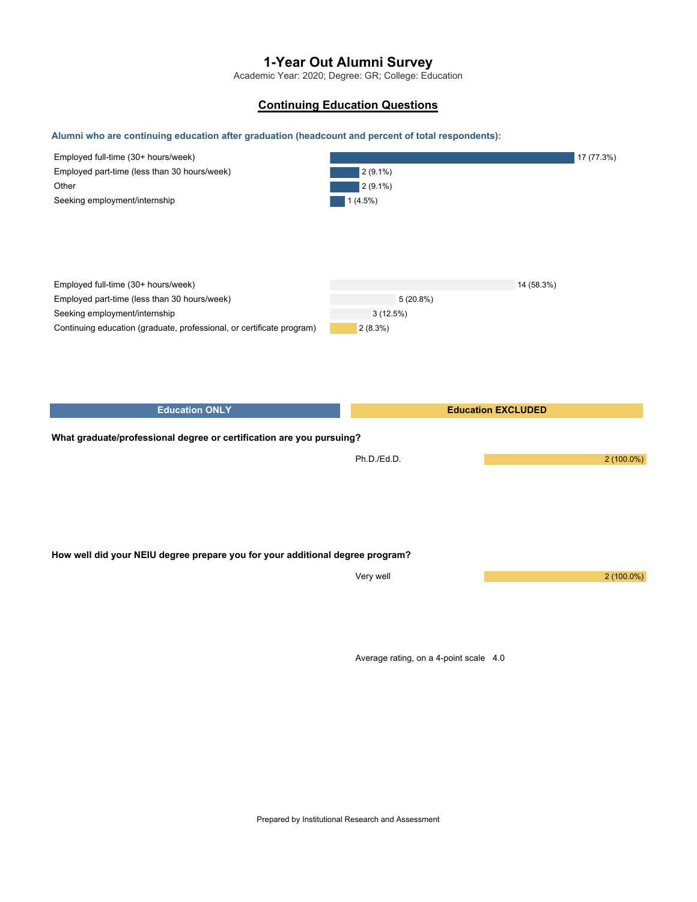# 1-Year Out Alumni Survey

Academic Year: 2020; Degree: GR; College: Education

## Continuing Education Questions

**Alumni who are continuing education after graduation (headcount and percent of total respondents):**

| Response | Count (%) |
|---|---|
| Employed full-time (30+ hours/week) | 17 (77.3%) |
| Employed part-time (less than 30 hours/week) | 2 (9.1%) |
| Other | 2 (9.1%) |
| Seeking employment/internship | 1 (4.5%) |

| Response | Count (%) |
|---|---|
| Employed full-time (30+ hours/week) | 14 (58.3%) |
| Employed part-time (less than 30 hours/week) | 5 (20.8%) |
| Seeking employment/internship | 3 (12.5%) |
| Continuing education (graduate, professional, or certificate program) | 2 (8.3%) |

| Education ONLY | Education EXCLUDED |
|---|---|

**What graduate/professional degree or certification are you pursuing?**

| Response | Education EXCLUDED |
|---|---|
| Ph.D./Ed.D. | 2 (100.0%) |

**How well did your NEIU degree prepare you for your additional degree program?**

| Response | Education EXCLUDED |
|---|---|
| Very well | 2 (100.0%) |

Average rating, on a 4-point scale 4.0

Prepared by Institutional Research and Assessment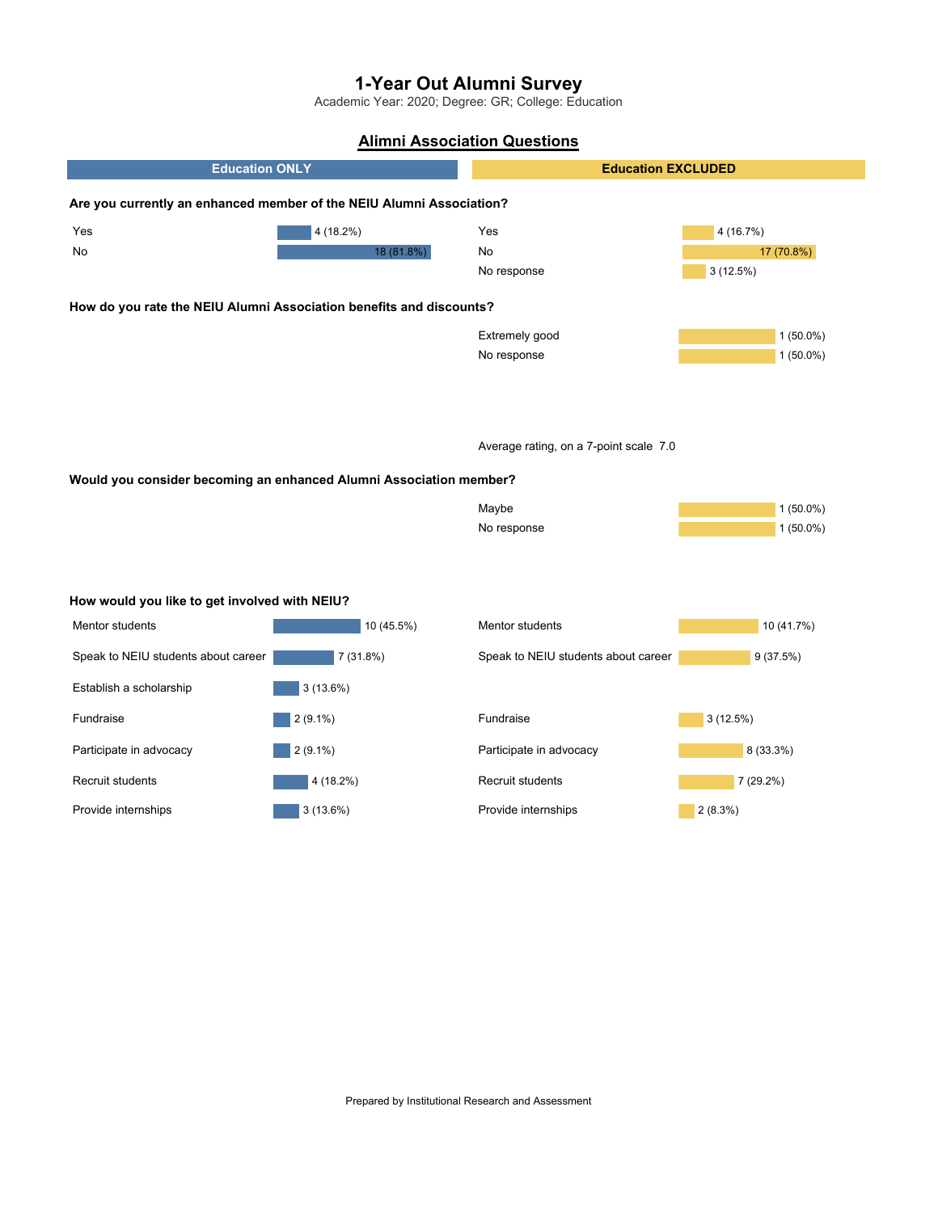# 1-Year Out Alumni Survey

Academic Year: 2020; Degree: GR; College: Education

## Alimni Association Questions

| | Education ONLY | | Education EXCLUDED |
|---|---|---|---|

### Are you currently an enhanced member of the NEIU Alumni Association?

| Education ONLY | | Education EXCLUDED | |
|---|---|---|---|
| Yes | 4 (18.2%) | Yes | 4 (16.7%) |
| No | 18 (81.8%) | No | 17 (70.8%) |
| | | No response | 3 (12.5%) |

### How do you rate the NEIU Alumni Association benefits and discounts?

| Education ONLY | | Education EXCLUDED | |
|---|---|---|---|
| | | Extremely good | 1 (50.0%) |
| | | No response | 1 (50.0%) |

Average rating, on a 7-point scale 7.0

### Would you consider becoming an enhanced Alumni Association member?

| Education ONLY | | Education EXCLUDED | |
|---|---|---|---|
| | | Maybe | 1 (50.0%) |
| | | No response | 1 (50.0%) |

### How would you like to get involved with NEIU?

| Education ONLY | | Education EXCLUDED | |
|---|---|---|---|
| Mentor students | 10 (45.5%) | Mentor students | 10 (41.7%) |
| Speak to NEIU students about career | 7 (31.8%) | Speak to NEIU students about career | 9 (37.5%) |
| Establish a scholarship | 3 (13.6%) | | |
| Fundraise | 2 (9.1%) | Fundraise | 3 (12.5%) |
| Participate in advocacy | 2 (9.1%) | Participate in advocacy | 8 (33.3%) |
| Recruit students | 4 (18.2%) | Recruit students | 7 (29.2%) |
| Provide internships | 3 (13.6%) | Provide internships | 2 (8.3%) |

Prepared by Institutional Research and Assessment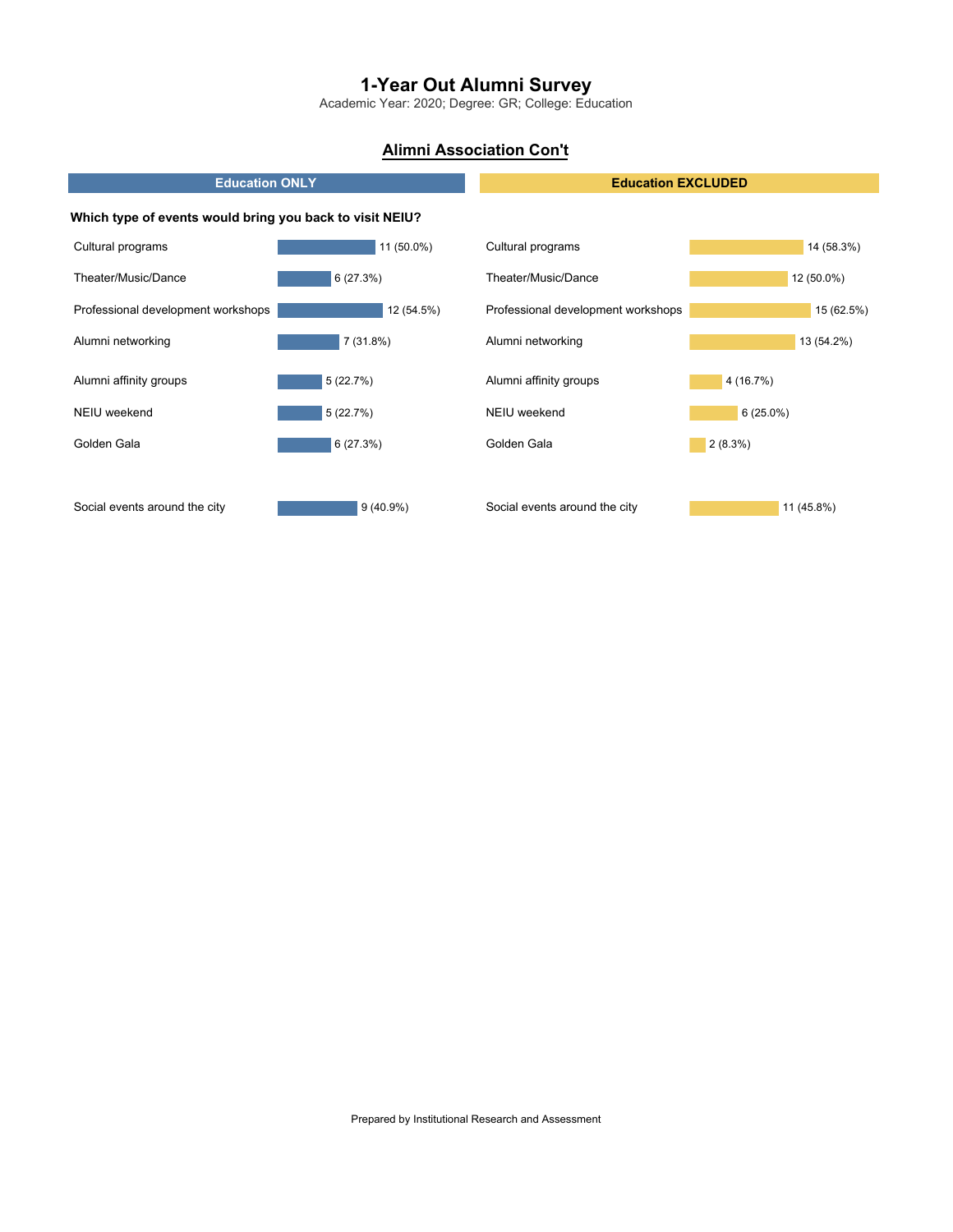# 1-Year Out Alumni Survey

Academic Year: 2020; Degree: GR; College: Education

## Alimni Association Con't

**Education ONLY**

**Which type of events would bring you back to visit NEIU?**

Cultural programs 11 (50.0%)

Theater/Music/Dance 6 (27.3%)

Professional development workshops 12 (54.5%)

Alumni networking 7 (31.8%)

Alumni affinity groups 5 (22.7%)

NEIU weekend 5 (22.7%)

Golden Gala 6 (27.3%)

Social events around the city 9 (40.9%)

**Education EXCLUDED**

Cultural programs 14 (58.3%)

Theater/Music/Dance 12 (50.0%)

Professional development workshops 15 (62.5%)

Alumni networking 13 (54.2%)

Alumni affinity groups 4 (16.7%)

NEIU weekend 6 (25.0%)

Golden Gala 2 (8.3%)

Social events around the city 11 (45.8%)

Prepared by Institutional Research and Assessment